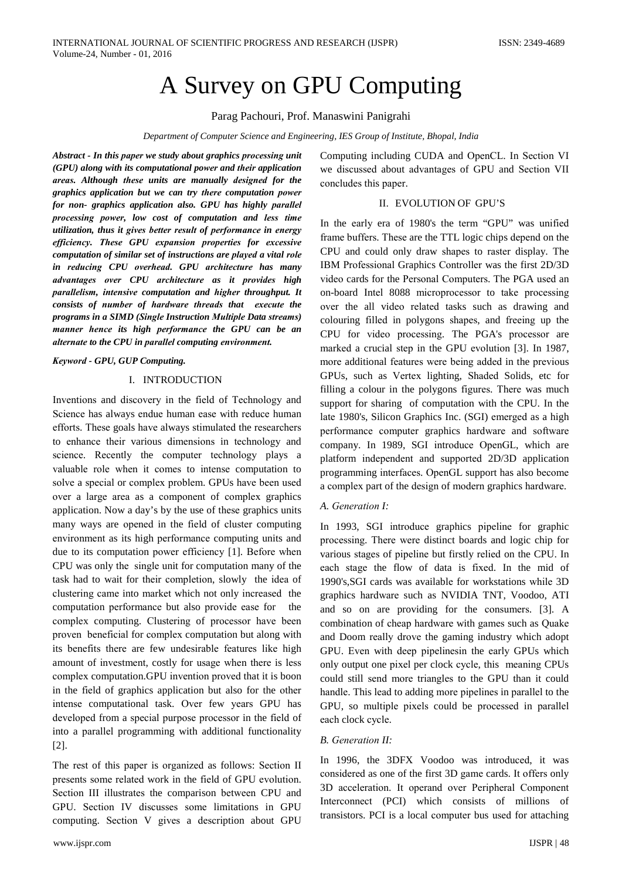# A Survey on GPU Computing

Parag Pachouri, Prof. Manaswini Panigrahi

*Department of Computer Science and Engineering, IES Group of Institute, Bhopal, India*

***Abstract - In this paper we study about graphics processing unit (GPU) along with its computational power and their application areas. Although these units are manually designed for the graphics application but we can try there computation power for non- graphics application also. GPU has highly parallel processing power, low cost of computation and less time utilization, thus it gives better result of performance in energy efficiency. These GPU expansion properties for excessive computation of similar set of instructions are played a vital role in reducing CPU overhead. GPU architecture has many advantages over CPU architecture as it provides high parallelism, intensive computation and higher throughput. It consists of number of hardware threads that execute the programs in a SIMD (Single Instruction Multiple Data streams) manner hence its high performance the GPU can be an alternate to the CPU in parallel computing environment.***

***Keyword - GPU, GUP Computing.***

## I. INTRODUCTION

Inventions and discovery in the field of Technology and Science has always endue human ease with reduce human efforts. These goals have always stimulated the researchers to enhance their various dimensions in technology and science. Recently the computer technology plays a valuable role when it comes to intense computation to solve a special or complex problem. GPUs have been used over a large area as a component of complex graphics application. Now a day's by the use of these graphics units many ways are opened in the field of cluster computing environment as its high performance computing units and due to its computation power efficiency [1]. Before when CPU was only the single unit for computation many of the task had to wait for their completion, slowly the idea of clustering came into market which not only increased the computation performance but also provide ease for the complex computing. Clustering of processor have been proven beneficial for complex computation but along with its benefits there are few undesirable features like high amount of investment, costly for usage when there is less complex computation.GPU invention proved that it is boon in the field of graphics application but also for the other intense computational task. Over few years GPU has developed from a special purpose processor in the field of into a parallel programming with additional functionality [2].

The rest of this paper is organized as follows: Section II presents some related work in the field of GPU evolution. Section III illustrates the comparison between CPU and GPU. Section IV discusses some limitations in GPU computing. Section V gives a description about GPU Computing including CUDA and OpenCL. In Section VI we discussed about advantages of GPU and Section VII concludes this paper.

## II. EVOLUTION OF GPU'S

In the early era of 1980's the term "GPU" was unified frame buffers. These are the TTL logic chips depend on the CPU and could only draw shapes to raster display. The IBM Professional Graphics Controller was the first 2D/3D video cards for the Personal Computers. The PGA used an on-board Intel 8088 microprocessor to take processing over the all video related tasks such as drawing and colouring filled in polygons shapes, and freeing up the CPU for video processing. The PGA's processor are marked a crucial step in the GPU evolution [3]. In 1987, more additional features were being added in the previous GPUs, such as Vertex lighting, Shaded Solids, etc for filling a colour in the polygons figures. There was much support for sharing of computation with the CPU. In the late 1980's, Silicon Graphics Inc. (SGI) emerged as a high performance computer graphics hardware and software company. In 1989, SGI introduce OpenGL, which are platform independent and supported 2D/3D application programming interfaces. OpenGL support has also become a complex part of the design of modern graphics hardware.

### *A. Generation I:*

In 1993, SGI introduce graphics pipeline for graphic processing. There were distinct boards and logic chip for various stages of pipeline but firstly relied on the CPU. In each stage the flow of data is fixed. In the mid of 1990's,SGI cards was available for workstations while 3D graphics hardware such as NVIDIA TNT, Voodoo, ATI and so on are providing for the consumers. [3]. A combination of cheap hardware with games such as Quake and Doom really drove the gaming industry which adopt GPU. Even with deep pipelinesin the early GPUs which only output one pixel per clock cycle, this meaning CPUs could still send more triangles to the GPU than it could handle. This lead to adding more pipelines in parallel to the GPU, so multiple pixels could be processed in parallel each clock cycle.

### *B. Generation II:*

In 1996, the 3DFX Voodoo was introduced, it was considered as one of the first 3D game cards. It offers only 3D acceleration. It operand over Peripheral Component Interconnect (PCI) which consists of millions of transistors. PCI is a local computer bus used for attaching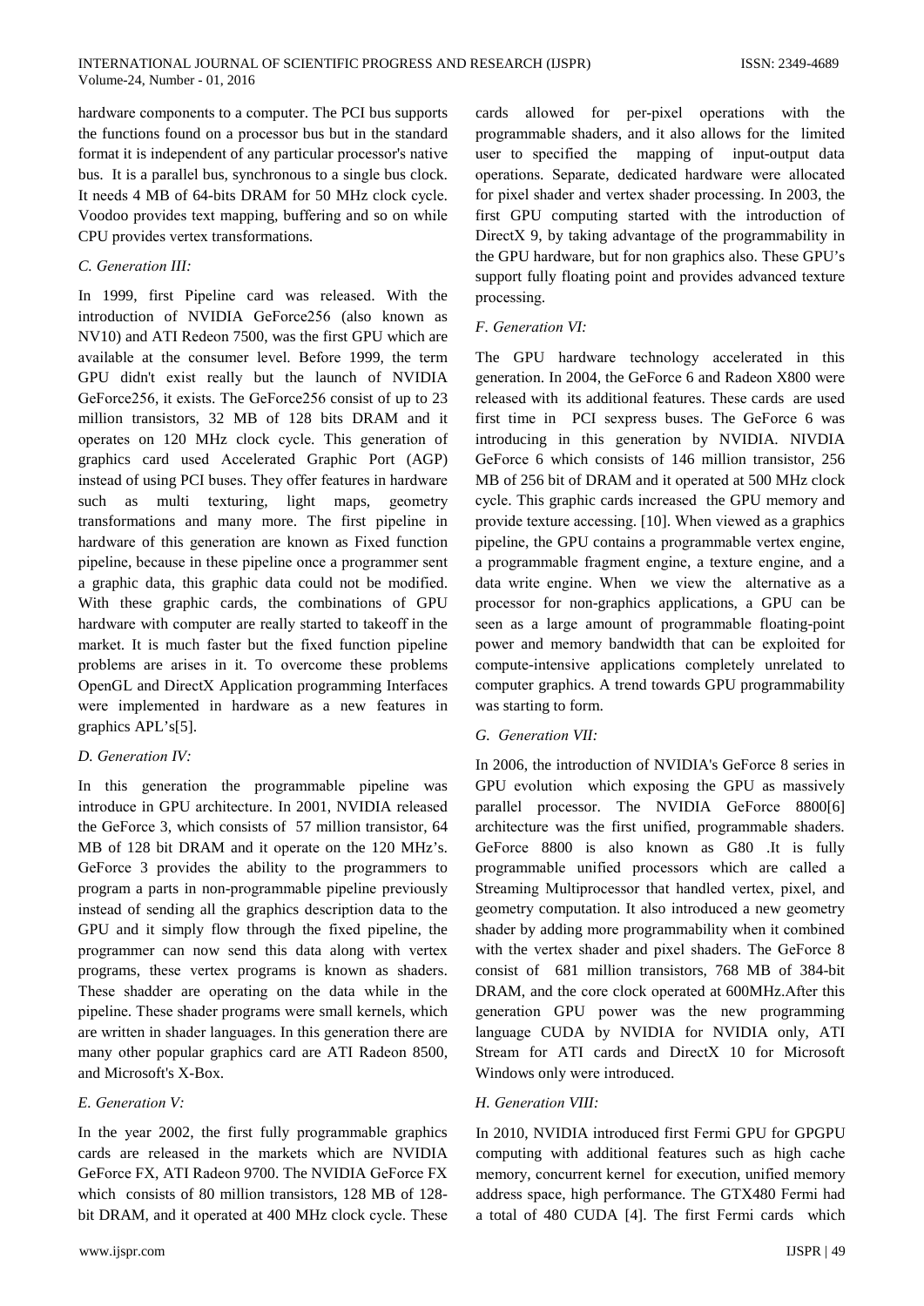hardware components to a computer. The PCI bus supports the functions found on a processor bus but in the standard format it is independent of any particular processor's native bus. It is a parallel bus, synchronous to a single bus clock. It needs 4 MB of 64-bits DRAM for 50 MHz clock cycle. Voodoo provides text mapping, buffering and so on while CPU provides vertex transformations.

### *C. Generation III:*

In 1999, first Pipeline card was released. With the introduction of NVIDIA GeForce256 (also known as NV10) and ATI Redeon 7500, was the first GPU which are available at the consumer level. Before 1999, the term GPU didn't exist really but the launch of NVIDIA GeForce256, it exists. The GeForce256 consist of up to 23 million transistors, 32 MB of 128 bits DRAM and it operates on 120 MHz clock cycle. This generation of graphics card used Accelerated Graphic Port (AGP) instead of using PCI buses. They offer features in hardware such as multi texturing, light maps, geometry transformations and many more. The first pipeline in hardware of this generation are known as Fixed function pipeline, because in these pipeline once a programmer sent a graphic data, this graphic data could not be modified. With these graphic cards, the combinations of GPU hardware with computer are really started to takeoff in the market. It is much faster but the fixed function pipeline problems are arises in it. To overcome these problems OpenGL and DirectX Application programming Interfaces were implemented in hardware as a new features in graphics APL's[5].

### *D. Generation IV:*

In this generation the programmable pipeline was introduce in GPU architecture. In 2001, NVIDIA released the GeForce 3, which consists of 57 million transistor, 64 MB of 128 bit DRAM and it operate on the 120 MHz's. GeForce 3 provides the ability to the programmers to program a parts in non-programmable pipeline previously instead of sending all the graphics description data to the GPU and it simply flow through the fixed pipeline, the programmer can now send this data along with vertex programs, these vertex programs is known as shaders. These shadder are operating on the data while in the pipeline. These shader programs were small kernels, which are written in shader languages. In this generation there are many other popular graphics card are ATI Radeon 8500, and Microsoft's X-Box.

### *E. Generation V:*

In the year 2002, the first fully programmable graphics cards are released in the markets which are NVIDIA GeForce FX, ATI Radeon 9700. The NVIDIA GeForce FX which consists of 80 million transistors, 128 MB of 128-bit DRAM, and it operated at 400 MHz clock cycle. These cards allowed for per-pixel operations with the programmable shaders, and it also allows for the limited user to specified the mapping of input-output data operations. Separate, dedicated hardware were allocated for pixel shader and vertex shader processing. In 2003, the first GPU computing started with the introduction of DirectX 9, by taking advantage of the programmability in the GPU hardware, but for non graphics also. These GPU's support fully floating point and provides advanced texture processing.

### *F. Generation VI:*

The GPU hardware technology accelerated in this generation. In 2004, the GeForce 6 and Radeon X800 were released with its additional features. These cards are used first time in PCI sexpress buses. The GeForce 6 was introducing in this generation by NVIDIA. NIVDIA GeForce 6 which consists of 146 million transistor, 256 MB of 256 bit of DRAM and it operated at 500 MHz clock cycle. This graphic cards increased the GPU memory and provide texture accessing. [10]. When viewed as a graphics pipeline, the GPU contains a programmable vertex engine, a programmable fragment engine, a texture engine, and a data write engine. When we view the alternative as a processor for non-graphics applications, a GPU can be seen as a large amount of programmable floating-point power and memory bandwidth that can be exploited for compute-intensive applications completely unrelated to computer graphics. A trend towards GPU programmability was starting to form.

### *G. Generation VII:*

In 2006, the introduction of NVIDIA's GeForce 8 series in GPU evolution which exposing the GPU as massively parallel processor. The NVIDIA GeForce 8800[6] architecture was the first unified, programmable shaders. GeForce 8800 is also known as G80 .It is fully programmable unified processors which are called a Streaming Multiprocessor that handled vertex, pixel, and geometry computation. It also introduced a new geometry shader by adding more programmability when it combined with the vertex shader and pixel shaders. The GeForce 8 consist of 681 million transistors, 768 MB of 384-bit DRAM, and the core clock operated at 600MHz.After this generation GPU power was the new programming language CUDA by NVIDIA for NVIDIA only, ATI Stream for ATI cards and DirectX 10 for Microsoft Windows only were introduced.

### *H. Generation VIII:*

In 2010, NVIDIA introduced first Fermi GPU for GPGPU computing with additional features such as high cache memory, concurrent kernel for execution, unified memory address space, high performance. The GTX480 Fermi had a total of 480 CUDA [4]. The first Fermi cards which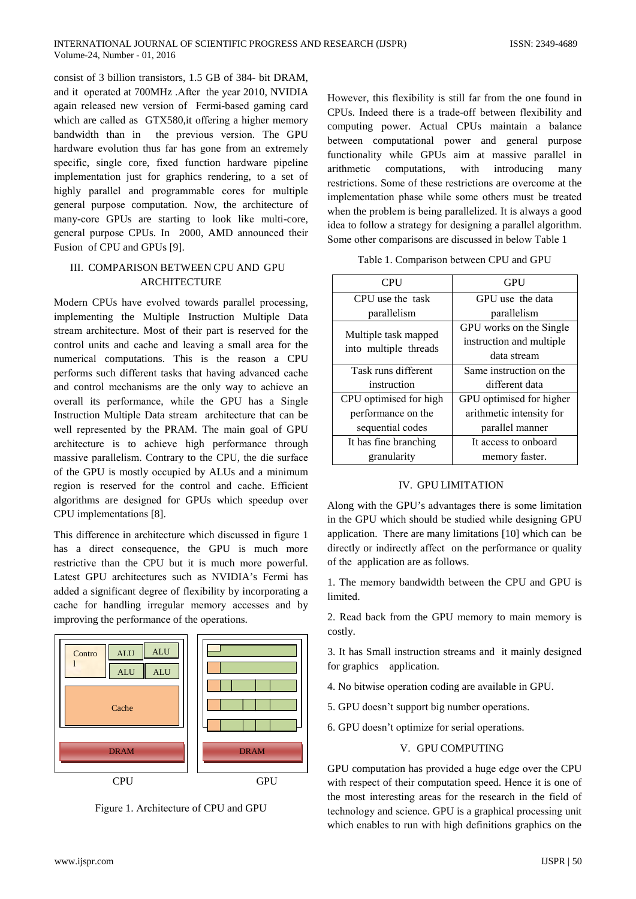consist of 3 billion transistors, 1.5 GB of 384- bit DRAM, and it operated at 700MHz .After the year 2010, NVIDIA again released new version of Fermi-based gaming card which are called as GTX580,it offering a higher memory bandwidth than in the previous version. The GPU hardware evolution thus far has gone from an extremely specific, single core, fixed function hardware pipeline implementation just for graphics rendering, to a set of highly parallel and programmable cores for multiple general purpose computation. Now, the architecture of many-core GPUs are starting to look like multi-core, general purpose CPUs. In 2000, AMD announced their Fusion of CPU and GPUs [9].

## III. COMPARISON BETWEEN CPU AND GPU ARCHITECTURE

Modern CPUs have evolved towards parallel processing, implementing the Multiple Instruction Multiple Data stream architecture. Most of their part is reserved for the control units and cache and leaving a small area for the numerical computations. This is the reason a CPU performs such different tasks that having advanced cache and control mechanisms are the only way to achieve an overall its performance, while the GPU has a Single Instruction Multiple Data stream architecture that can be well represented by the PRAM. The main goal of GPU architecture is to achieve high performance through massive parallelism. Contrary to the CPU, the die surface of the GPU is mostly occupied by ALUs and a minimum region is reserved for the control and cache. Efficient algorithms are designed for GPUs which speedup over CPU implementations [8].

This difference in architecture which discussed in figure 1 has a direct consequence, the GPU is much more restrictive than the CPU but it is much more powerful. Latest GPU architectures such as NVIDIA's Fermi has added a significant degree of flexibility by incorporating a cache for handling irregular memory accesses and by improving the performance of the operations.

Contro l | ALU | ALU | ALU | ALU | Cache | DRAM | DRAM

CPU GPU

Figure 1. Architecture of CPU and GPU

However, this flexibility is still far from the one found in CPUs. Indeed there is a trade-off between flexibility and computing power. Actual CPUs maintain a balance between computational power and general purpose functionality while GPUs aim at massive parallel in arithmetic computations, with introducing many restrictions. Some of these restrictions are overcome at the implementation phase while some others must be treated when the problem is being parallelized. It is always a good idea to follow a strategy for designing a parallel algorithm. Some other comparisons are discussed in below Table 1

Table 1. Comparison between CPU and GPU

| CPU | GPU |
|---|---|
| CPU use the task parallelism | GPU use the data parallelism |
| Multiple task mapped into multiple threads | GPU works on the Single instruction and multiple data stream |
| Task runs different instruction | Same instruction on the different data |
| CPU optimised for high performance on the sequential codes | GPU optimised for higher arithmetic intensity for parallel manner |
| It has fine branching granularity | It access to onboard memory faster. |

## IV. GPU LIMITATION

Along with the GPU's advantages there is some limitation in the GPU which should be studied while designing GPU application. There are many limitations [10] which can be directly or indirectly affect on the performance or quality of the application are as follows.

1. The memory bandwidth between the CPU and GPU is limited.

2. Read back from the GPU memory to main memory is costly.

3. It has Small instruction streams and it mainly designed for graphics application.

4. No bitwise operation coding are available in GPU.

5. GPU doesn't support big number operations.

6. GPU doesn't optimize for serial operations.

## V. GPU COMPUTING

GPU computation has provided a huge edge over the CPU with respect of their computation speed. Hence it is one of the most interesting areas for the research in the field of technology and science. GPU is a graphical processing unit which enables to run with high definitions graphics on the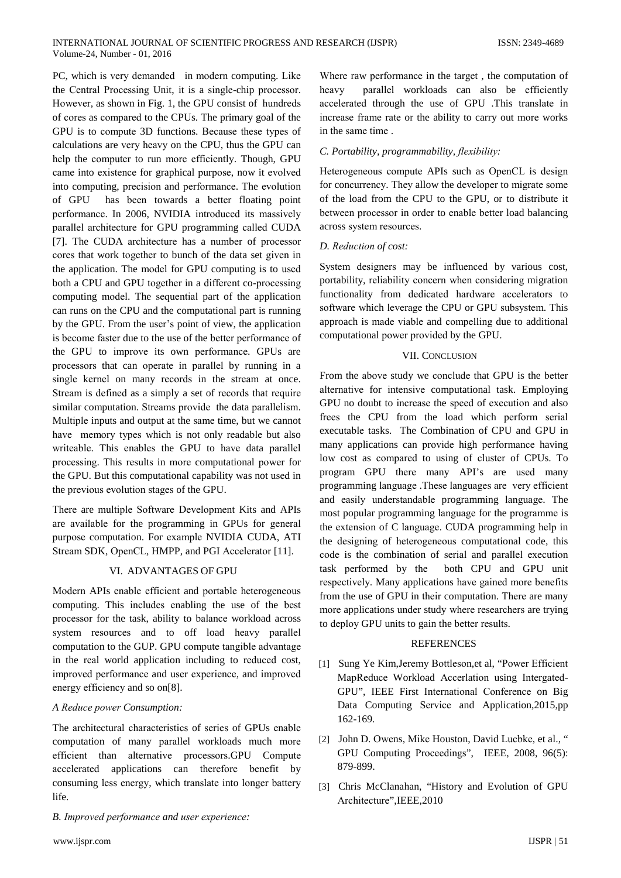PC, which is very demanded in modern computing. Like the Central Processing Unit, it is a single-chip processor. However, as shown in Fig. 1, the GPU consist of hundreds of cores as compared to the CPUs. The primary goal of the GPU is to compute 3D functions. Because these types of calculations are very heavy on the CPU, thus the GPU can help the computer to run more efficiently. Though, GPU came into existence for graphical purpose, now it evolved into computing, precision and performance. The evolution of GPU has been towards a better floating point performance. In 2006, NVIDIA introduced its massively parallel architecture for GPU programming called CUDA [7]. The CUDA architecture has a number of processor cores that work together to bunch of the data set given in the application. The model for GPU computing is to used both a CPU and GPU together in a different co-processing computing model. The sequential part of the application can runs on the CPU and the computational part is running by the GPU. From the user's point of view, the application is become faster due to the use of the better performance of the GPU to improve its own performance. GPUs are processors that can operate in parallel by running in a single kernel on many records in the stream at once. Stream is defined as a simply a set of records that require similar computation. Streams provide the data parallelism. Multiple inputs and output at the same time, but we cannot have memory types which is not only readable but also writeable. This enables the GPU to have data parallel processing. This results in more computational power for the GPU. But this computational capability was not used in the previous evolution stages of the GPU.

There are multiple Software Development Kits and APIs are available for the programming in GPUs for general purpose computation. For example NVIDIA CUDA, ATI Stream SDK, OpenCL, HMPP, and PGI Accelerator [11].

## VI. ADVANTAGES OF GPU

Modern APIs enable efficient and portable heterogeneous computing. This includes enabling the use of the best processor for the task, ability to balance workload across system resources and to off load heavy parallel computation to the GUP. GPU compute tangible advantage in the real world application including to reduced cost, improved performance and user experience, and improved energy efficiency and so on[8].

### *A Reduce power Consumption:*

The architectural characteristics of series of GPUs enable computation of many parallel workloads much more efficient than alternative processors.GPU Compute accelerated applications can therefore benefit by consuming less energy, which translate into longer battery life.

### *B. Improved performance and user experience:*

Where raw performance in the target , the computation of heavy parallel workloads can also be efficiently accelerated through the use of GPU .This translate in increase frame rate or the ability to carry out more works in the same time .

### *C. Portability, programmability, flexibility:*

Heterogeneous compute APIs such as OpenCL is design for concurrency. They allow the developer to migrate some of the load from the CPU to the GPU, or to distribute it between processor in order to enable better load balancing across system resources.

### *D. Reduction of cost:*

System designers may be influenced by various cost, portability, reliability concern when considering migration functionality from dedicated hardware accelerators to software which leverage the CPU or GPU subsystem. This approach is made viable and compelling due to additional computational power provided by the GPU.

## VII. CONCLUSION

From the above study we conclude that GPU is the better alternative for intensive computational task. Employing GPU no doubt to increase the speed of execution and also frees the CPU from the load which perform serial executable tasks. The Combination of CPU and GPU in many applications can provide high performance having low cost as compared to using of cluster of CPUs. To program GPU there many API's are used many programming language .These languages are very efficient and easily understandable programming language. The most popular programming language for the programme is the extension of C language. CUDA programming help in the designing of heterogeneous computational code, this code is the combination of serial and parallel execution task performed by the both CPU and GPU unit respectively. Many applications have gained more benefits from the use of GPU in their computation. There are many more applications under study where researchers are trying to deploy GPU units to gain the better results.

## REFERENCES

[1] Sung Ye Kim,Jeremy Bottleson,et al, "Power Efficient MapReduce Workload Accerlation using Intergated-GPU", IEEE First International Conference on Big Data Computing Service and Application,2015,pp 162-169.

[2] John D. Owens, Mike Houston, David Lucbke, et al., " GPU Computing Proceedings", IEEE, 2008, 96(5): 879-899.

[3] Chris McClanahan, "History and Evolution of GPU Architecture",IEEE,2010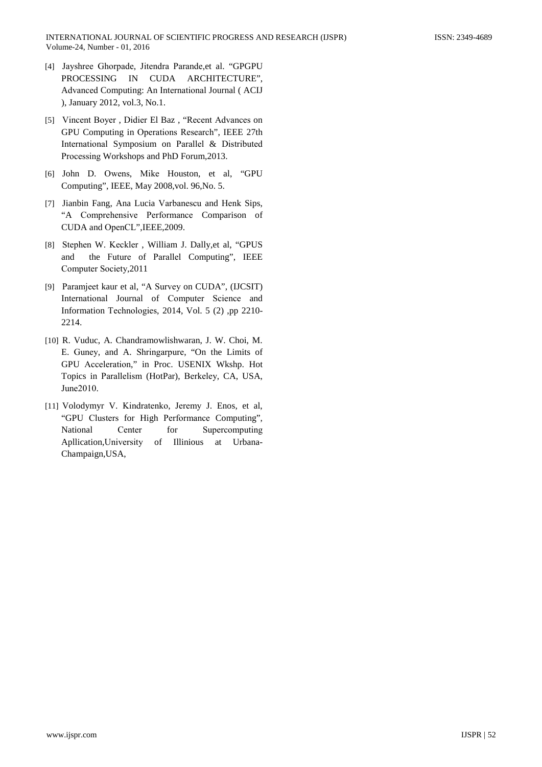[4] Jayshree Ghorpade, Jitendra Parande,et al. "GPGPU PROCESSING IN CUDA ARCHITECTURE", Advanced Computing: An International Journal ( ACIJ ), January 2012, vol.3, No.1.

[5] Vincent Boyer , Didier El Baz , "Recent Advances on GPU Computing in Operations Research", IEEE 27th International Symposium on Parallel & Distributed Processing Workshops and PhD Forum,2013.

[6] John D. Owens, Mike Houston, et al, "GPU Computing", IEEE, May 2008,vol. 96,No. 5.

[7] Jianbin Fang, Ana Lucia Varbanescu and Henk Sips, "A Comprehensive Performance Comparison of CUDA and OpenCL",IEEE,2009.

[8] Stephen W. Keckler , William J. Dally,et al, "GPUS and the Future of Parallel Computing", IEEE Computer Society,2011

[9] Paramjeet kaur et al, "A Survey on CUDA", (IJCSIT) International Journal of Computer Science and Information Technologies, 2014, Vol. 5 (2) ,pp 2210-2214.

[10] R. Vuduc, A. Chandramowlishwaran, J. W. Choi, M. E. Guney, and A. Shringarpure, "On the Limits of GPU Acceleration," in Proc. USENIX Wkshp. Hot Topics in Parallelism (HotPar), Berkeley, CA, USA, June2010.

[11] Volodymyr V. Kindratenko, Jeremy J. Enos, et al, "GPU Clusters for High Performance Computing", National Center for Supercomputing Apllication,University of Illinious at Urbana-Champaign,USA,